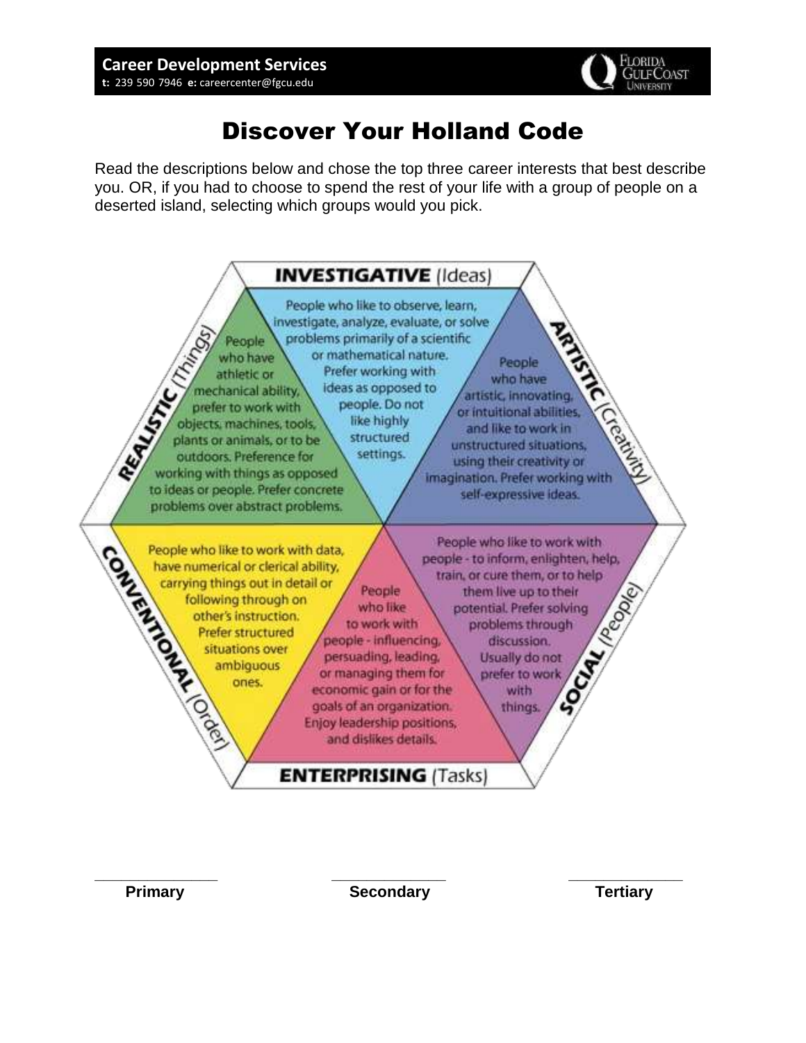**Career Development Services**
**t:** 239 590 7946 **e:** careercenter@fgcu.edu

# Discover Your Holland Code

Read the descriptions below and chose the top three career interests that best describe you. OR, if you had to choose to spend the rest of your life with a group of people on a deserted island, selecting which groups would you pick.

**INVESTIGATIVE** (Ideas)

People who like to observe, learn, investigate, analyze, evaluate, or solve problems primarily of a scientific or mathematical nature. Prefer working with ideas as opposed to people. Do not like highly structured settings.

**ARTISTIC** (Creativity)

People who have artistic, innovating, or intuitional abilities, and like to work in unstructured situations, using their creativity or imagination. Prefer working with self-expressive ideas.

**SOCIAL** (People)

People who like to work with people - to inform, enlighten, help, train, or cure them, or to help them live up to their potential. Prefer solving problems through discussion. Usually do not prefer to work with things.

**ENTERPRISING** (Tasks)

People who like to work with people - influencing, persuading, leading, or managing them for economic gain or for the goals of an organization. Enjoy leadership positions, and dislikes details.

**CONVENTIONAL** (Order)

People who like to work with data, have numerical or clerical ability, carrying things out in detail or following through on other's instruction. Prefer structured situations over ambiguous ones.

**REALISTIC** (Things)

People who have athletic or mechanical ability, prefer to work with objects, machines, tools, plants or animals, or to be outdoors. Preference for working with things as opposed to ideas or people. Prefer concrete problems over abstract problems.

\_\_\_\_\_\_\_\_\_\_\_\_\_\_\_ **Primary**

\_\_\_\_\_\_\_\_\_\_\_\_\_\_\_ **Secondary**

\_\_\_\_\_\_\_\_\_\_\_\_\_\_\_ **Tertiary**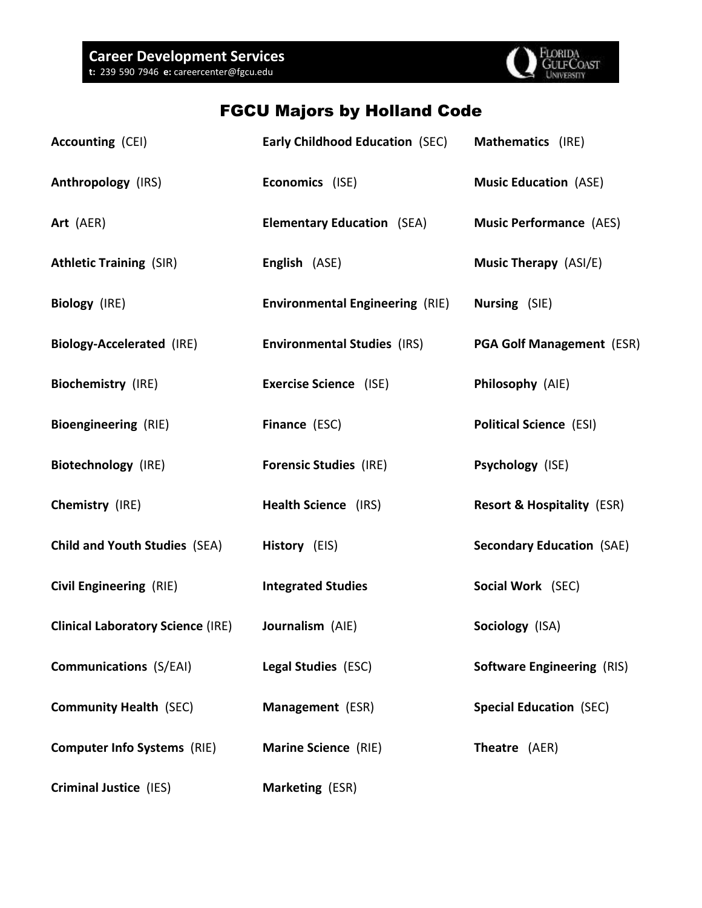Career Development Services
**t:** 239 590 7946 **e:** careercenter@fgcu.edu

# FGCU Majors by Holland Code

**Accounting** (CEI)

**Anthropology** (IRS)

**Art** (AER)

**Athletic Training** (SIR)

**Biology** (IRE)

**Biology-Accelerated** (IRE)

**Biochemistry** (IRE)

**Bioengineering** (RIE)

**Biotechnology** (IRE)

**Chemistry** (IRE)

**Child and Youth Studies** (SEA)

**Civil Engineering** (RIE)

**Clinical Laboratory Science** (IRE)

**Communications** (S/EAI)

**Community Health** (SEC)

**Computer Info Systems** (RIE)

**Criminal Justice** (IES)

**Early Childhood Education** (SEC)

**Economics** (ISE)

**Elementary Education** (SEA)

**English** (ASE)

**Environmental Engineering** (RIE)

**Environmental Studies** (IRS)

**Exercise Science** (ISE)

**Finance** (ESC)

**Forensic Studies** (IRE)

**Health Science** (IRS)

**History** (EIS)

**Integrated Studies**

**Journalism** (AIE)

**Legal Studies** (ESC)

**Management** (ESR)

**Marine Science** (RIE)

**Marketing** (ESR)

**Mathematics** (IRE)

**Music Education** (ASE)

**Music Performance** (AES)

**Music Therapy** (ASI/E)

**Nursing** (SIE)

**PGA Golf Management** (ESR)

**Philosophy** (AIE)

**Political Science** (ESI)

**Psychology** (ISE)

**Resort & Hospitality** (ESR)

**Secondary Education** (SAE)

**Social Work** (SEC)

**Sociology** (ISA)

**Software Engineering** (RIS)

**Special Education** (SEC)

**Theatre** (AER)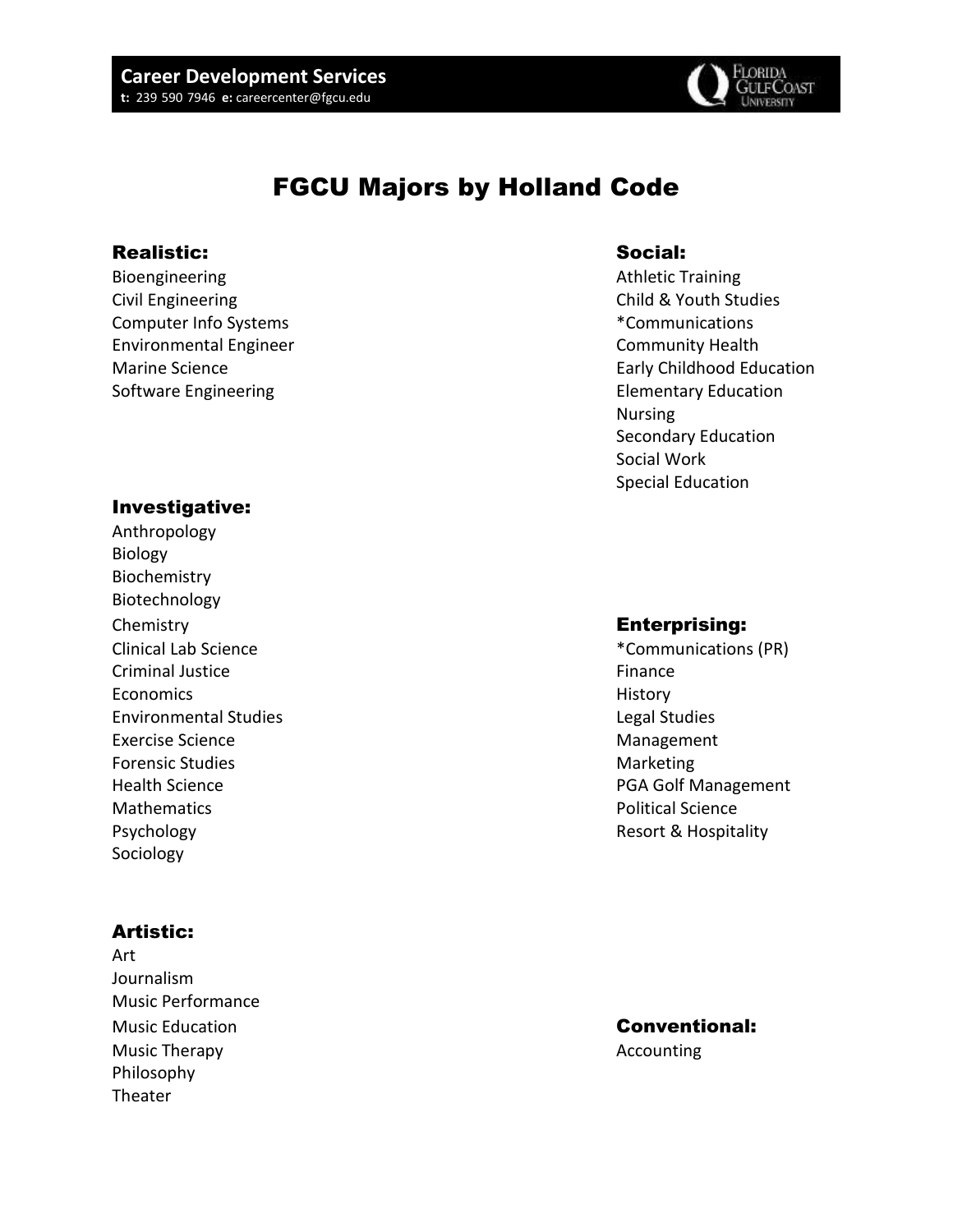# FGCU Majors by Holland Code

### Realistic:

Bioengineering
Civil Engineering
Computer Info Systems
Environmental Engineer
Marine Science
Software Engineering

### Investigative:

Anthropology
Biology
Biochemistry
Biotechnology
Chemistry
Clinical Lab Science
Criminal Justice
Economics
Environmental Studies
Exercise Science
Forensic Studies
Health Science
Mathematics
Psychology
Sociology

### Artistic:

Art
Journalism
Music Performance
Music Education
Music Therapy
Philosophy
Theater

### Social:

Athletic Training
Child & Youth Studies
*Communications
Community Health
Early Childhood Education
Elementary Education
Nursing
Secondary Education
Social Work
Special Education

### Enterprising:

*Communications (PR)
Finance
History
Legal Studies
Management
Marketing
PGA Golf Management
Political Science
Resort & Hospitality

### Conventional:

Accounting